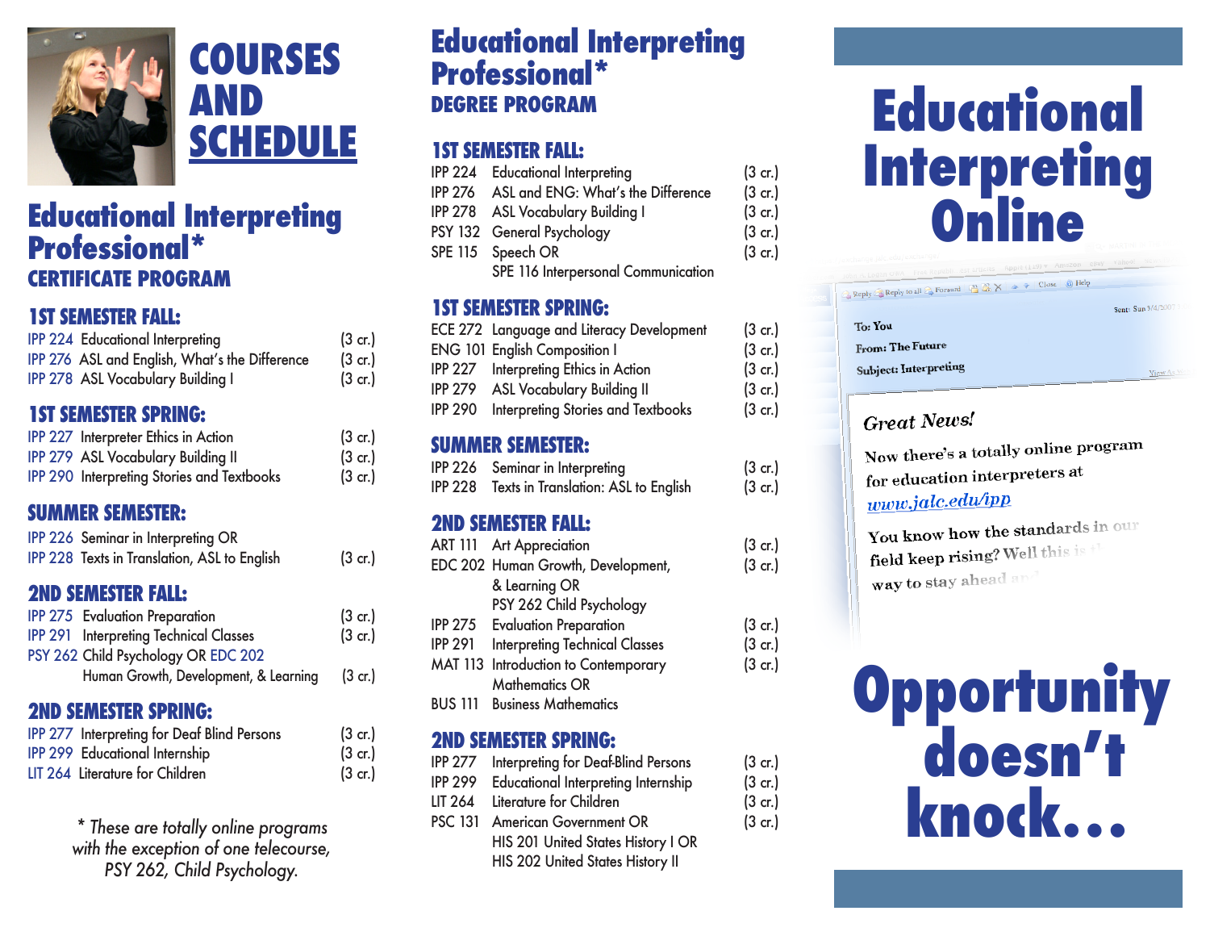# COURSES AND SCHEDULE

## Educational Interpreting Professional*
### CERTIFICATE PROGRAM

### 1ST SEMESTER FALL:

| | | |
|---|---|---|
| IPP 224 | Educational Interpreting | (3 cr.) |
| IPP 276 | ASL and English, What's the Difference | (3 cr.) |
| IPP 278 | ASL Vocabulary Building I | (3 cr.) |

### 1ST SEMESTER SPRING:

| | | |
|---|---|---|
| IPP 227 | Interpreter Ethics in Action | (3 cr.) |
| IPP 279 | ASL Vocabulary Building II | (3 cr.) |
| IPP 290 | Interpreting Stories and Textbooks | (3 cr.) |

### SUMMER SEMESTER:

| | | |
|---|---|---|
| IPP 226 | Seminar in Interpreting OR | |
| IPP 228 | Texts in Translation, ASL to English | (3 cr.) |

### 2ND SEMESTER FALL:

| | | |
|---|---|---|
| IPP 275 | Evaluation Preparation | (3 cr.) |
| IPP 291 | Interpreting Technical Classes | (3 cr.) |
| PSY 262 | Child Psychology OR EDC 202 Human Growth, Development, & Learning | (3 cr.) |

### 2ND SEMESTER SPRING:

| | | |
|---|---|---|
| IPP 277 | Interpreting for Deaf Blind Persons | (3 cr.) |
| IPP 299 | Educational Internship | (3 cr.) |
| LIT 264 | Literature for Children | (3 cr.) |

*\* These are totally online programs with the exception of one telecourse, PSY 262, Child Psychology.*

## Educational Interpreting Professional*
### DEGREE PROGRAM

### 1ST SEMESTER FALL:

| | | |
|---|---|---|
| IPP 224 | Educational Interpreting | (3 cr.) |
| IPP 276 | ASL and ENG: What's the Difference | (3 cr.) |
| IPP 278 | ASL Vocabulary Building I | (3 cr.) |
| PSY 132 | General Psychology | (3 cr.) |
| SPE 115 | Speech OR SPE 116 Interpersonal Communication | (3 cr.) |

### 1ST SEMESTER SPRING:

| | | |
|---|---|---|
| ECE 272 | Language and Literacy Development | (3 cr.) |
| ENG 101 | English Composition I | (3 cr.) |
| IPP 227 | Interpreting Ethics in Action | (3 cr.) |
| IPP 279 | ASL Vocabulary Building II | (3 cr.) |
| IPP 290 | Interpreting Stories and Textbooks | (3 cr.) |

### SUMMER SEMESTER:

| | | |
|---|---|---|
| IPP 226 | Seminar in Interpreting | (3 cr.) |
| IPP 228 | Texts in Translation: ASL to English | (3 cr.) |

### 2ND SEMESTER FALL:

| | | |
|---|---|---|
| ART 111 | Art Appreciation | (3 cr.) |
| EDC 202 | Human Growth, Development, & Learning OR PSY 262 Child Psychology | (3 cr.) |
| IPP 275 | Evaluation Preparation | (3 cr.) |
| IPP 291 | Interpreting Technical Classes | (3 cr.) |
| MAT 113 | Introduction to Contemporary Mathematics OR BUS 111 Business Mathematics | (3 cr.) |

### 2ND SEMESTER SPRING:

| | | |
|---|---|---|
| IPP 277 | Interpreting for Deaf-Blind Persons | (3 cr.) |
| IPP 299 | Educational Interpreting Internship | (3 cr.) |
| LIT 264 | Literature for Children | (3 cr.) |
| PSC 131 | American Government OR HIS 201 United States History I OR HIS 202 United States History II | (3 cr.) |

# Educational Interpreting Online

To: You
From: The Future
Subject: Interpreting

*Great News!*

Now there's a totally online program for education interpreters at www.jalc.edu/ipp

You know how the standards in our field keep rising? Well this is the way to stay ahead and

# Opportunity doesn't knock...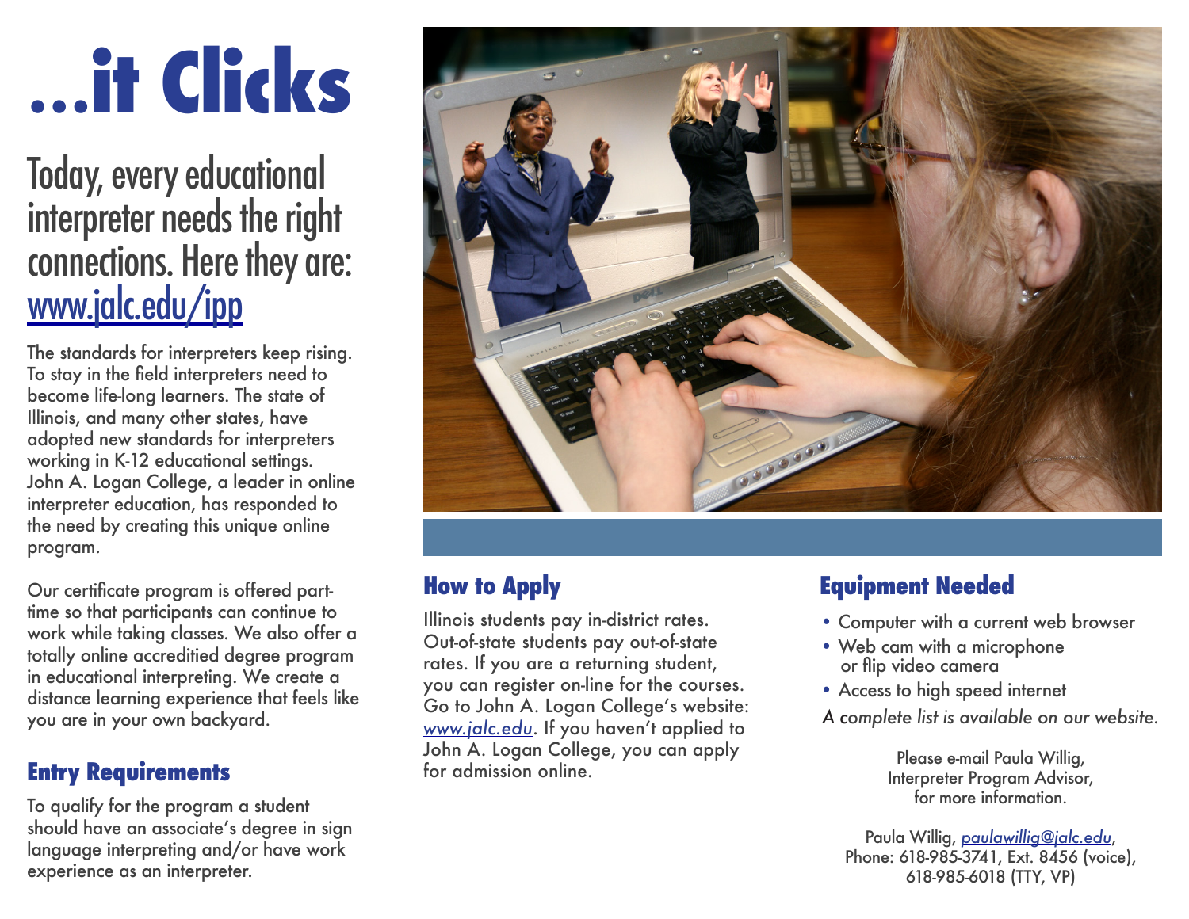# ...it Clicks

## Today, every educational interpreter needs the right connections. Here they are: www.jalc.edu/ipp

The standards for interpreters keep rising. To stay in the field interpreters need to become life-long learners. The state of Illinois, and many other states, have adopted new standards for interpreters working in K-12 educational settings. John A. Logan College, a leader in online interpreter education, has responded to the need by creating this unique online program.

Our certificate program is offered part-time so that participants can continue to work while taking classes. We also offer a totally online accreditied degree program in educational interpreting. We create a distance learning experience that feels like you are in your own backyard.

### Entry Requirements

To qualify for the program a student should have an associate's degree in sign language interpreting and/or have work experience as an interpreter.

### How to Apply

Illinois students pay in-district rates. Out-of-state students pay out-of-state rates. If you are a returning student, you can register on-line for the courses. Go to John A. Logan College's website: *www.jalc.edu*. If you haven't applied to John A. Logan College, you can apply for admission online.

### Equipment Needed

- Computer with a current web browser
- Web cam with a microphone or flip video camera
- Access to high speed internet

*A complete list is available on our website.*

Please e-mail Paula Willig, Interpreter Program Advisor, for more information.

Paula Willig, *paulawillig@jalc.edu*, Phone: 618-985-3741, Ext. 8456 (voice), 618-985-6018 (TTY, VP)